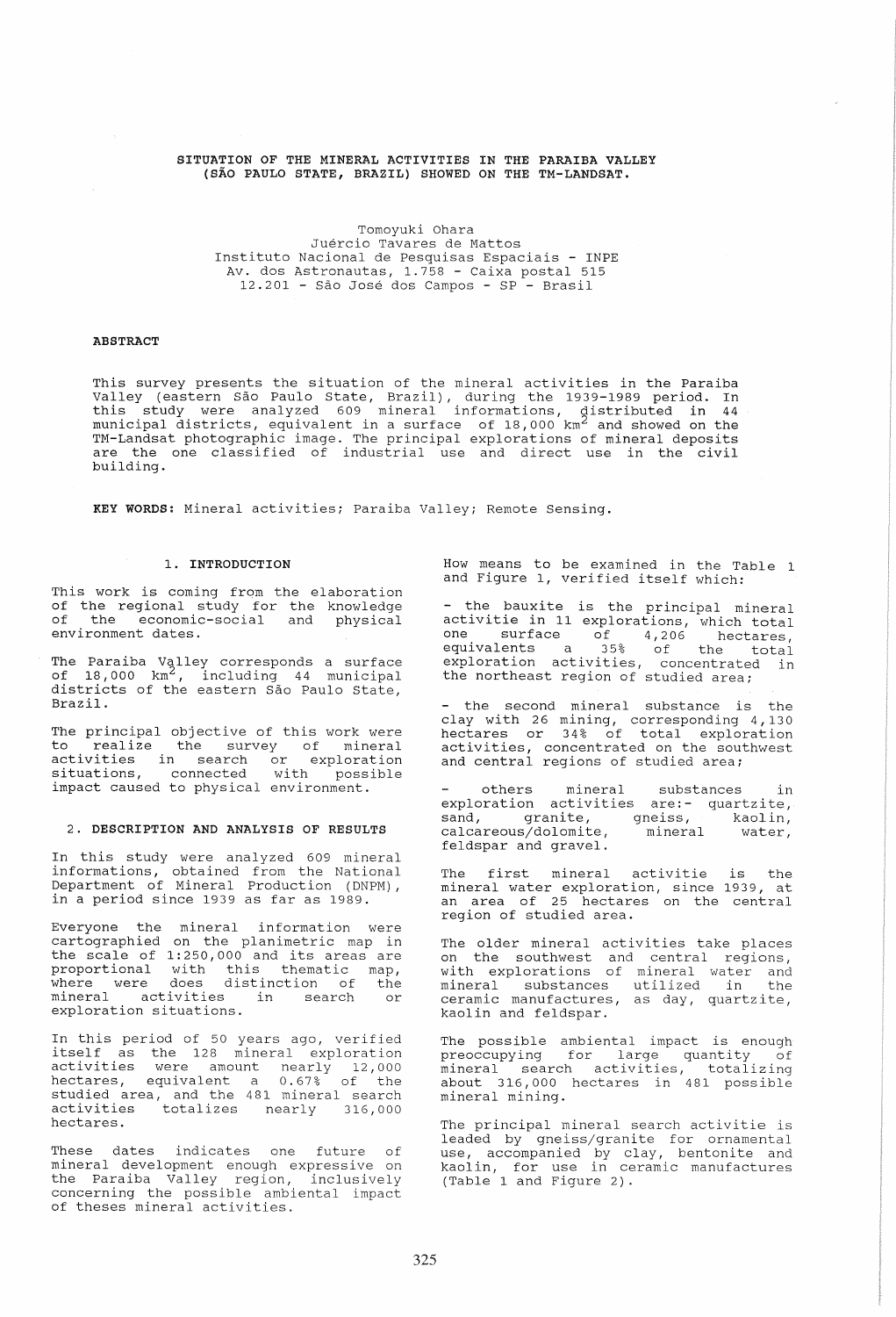# SITUATION OF THE MINERAL ACTIVITIES IN THE PARAIBA VALLEY (SÃO PAULO STATE, BRAZIL) SHOWED ON THE TM-LANDSAT.

Tomoyuki Ohara
Juércio Tavares de Mattos
Instituto Nacional de Pesquisas Espaciais - INPE
Av. dos Astronautas, 1.758 - Caixa postal 515
12.201 - São José dos Campos - SP - Brasil

## ABSTRACT

This survey presents the situation of the mineral activities in the Paraiba Valley (eastern São Paulo State, Brazil), during the 1939-1989 period. In this study were analyzed 609 mineral informations, distributed in 44 municipal districts, equivalent in a surface of 18,000 km$^2$ and showed on the TM-Landsat photographic image. The principal explorations of mineral deposits are the one classified of industrial use and direct use in the civil building.

**KEY WORDS:** Mineral activities; Paraiba Valley; Remote Sensing.

## 1. INTRODUCTION

This work is coming from the elaboration of the regional study for the knowledge of the economic-social and physical environment dates.

The Paraiba Valley corresponds a surface of 18,000 km$^2$, including 44 municipal districts of the eastern São Paulo State, Brazil.

The principal objective of this work were to realize the survey of mineral activities in search or exploration situations, connected with possible impact caused to physical environment.

## 2. DESCRIPTION AND ANALYSIS OF RESULTS

In this study were analyzed 609 mineral informations, obtained from the National Department of Mineral Production (DNPM), in a period since 1939 as far as 1989.

Everyone the mineral information were cartographied on the planimetric map in the scale of 1:250,000 and its areas are proportional with this thematic map, where were does distinction of the mineral activities in search or exploration situations.

In this period of 50 years ago, verified itself as the 128 mineral exploration activities were amount nearly 12,000 hectares, equivalent a 0.67% of the studied area, and the 481 mineral search activities totalizes nearly 316,000 hectares.

These dates indicates one future of mineral development enough expressive on the Paraiba Valley region, inclusively concerning the possible ambiental impact of theses mineral activities.

How means to be examined in the Table 1 and Figure 1, verified itself which:

- the bauxite is the principal mineral activitie in 11 explorations, which total one surface of 4,206 hectares, equivalents a 35% of the total exploration activities, concentrated in the northeast region of studied area;
- the second mineral substance is the clay with 26 mining, corresponding 4,130 hectares or 34% of total exploration activities, concentrated on the southwest and central regions of studied area;
- others mineral substances in exploration activities are:- quartzite, sand, granite, gneiss, kaolin, calcareous/dolomite, mineral water, feldspar and gravel.

The first mineral activitie is the mineral water exploration, since 1939, at an area of 25 hectares on the central region of studied area.

The older mineral activities take places on the southwest and central regions, with explorations of mineral water and mineral substances utilized in the ceramic manufactures, as day, quartzite, kaolin and feldspar.

The possible ambiental impact is enough preoccupying for large quantity of mineral search activities, totalizing about 316,000 hectares in 481 possible mineral mining.

The principal mineral search activitie is leaded by gneiss/granite for ornamental use, accompanied by clay, bentonite and kaolin, for use in ceramic manufactures (Table 1 and Figure 2).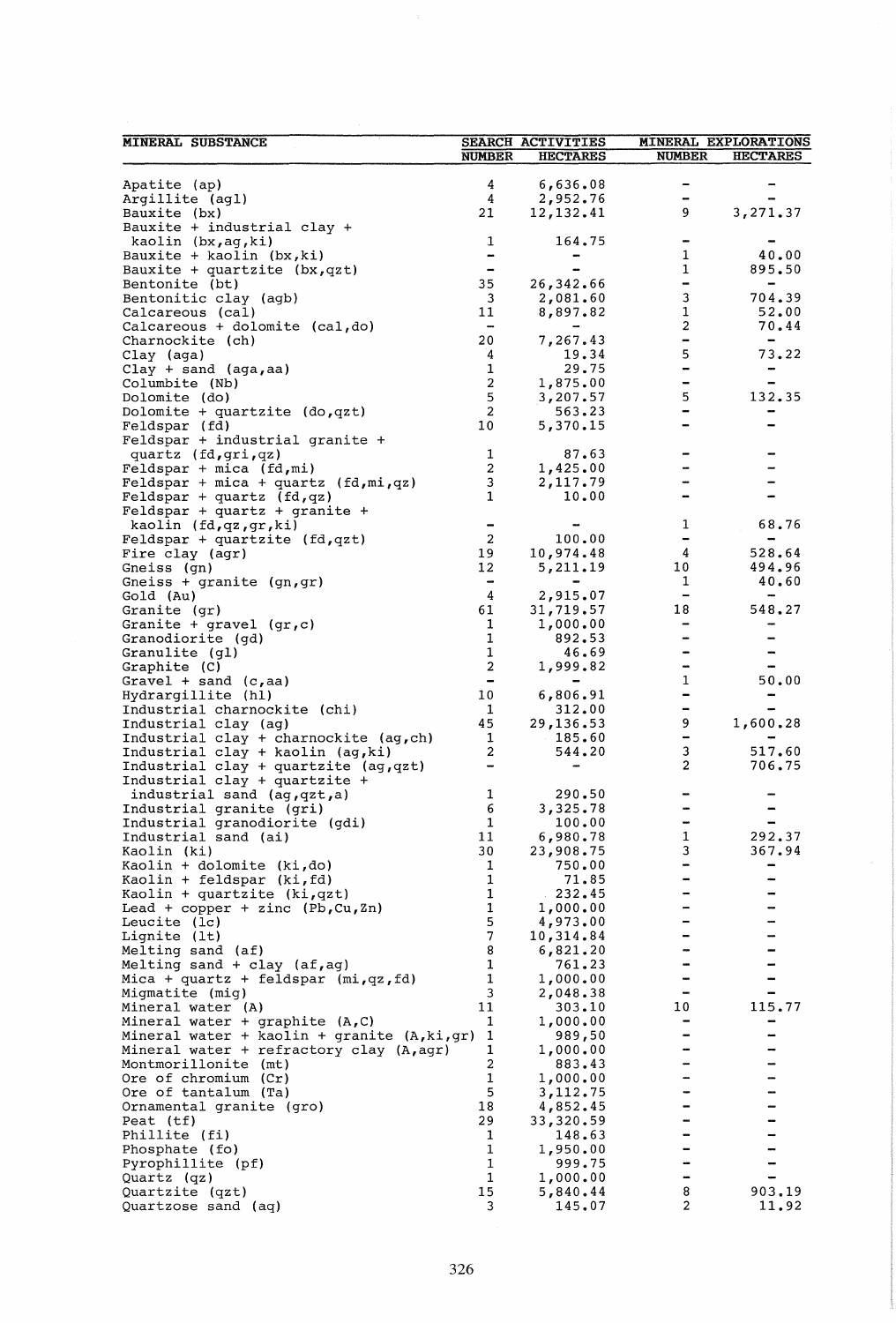| MINERAL SUBSTANCE | SEARCH ACTIVITIES | | MINERAL EXPLORATIONS | |
|---|---|---|---|---|
| | NUMBER | HECTARES | NUMBER | HECTARES |
| Apatite (ap) | 4 | 6,636.08 | - | - |
| Argillite (agl) | 4 | 2,952.76 | - | - |
| Bauxite (bx) | 21 | 12,132.41 | 9 | 3,271.37 |
| Bauxite + industrial clay + kaolin (bx,ag,ki) | 1 | 164.75 | - | - |
| Bauxite + kaolin (bx,ki) | - | - | 1 | 40.00 |
| Bauxite + quartzite (bx,qzt) | - | - | 1 | 895.50 |
| Bentonite (bt) | 35 | 26,342.66 | - | - |
| Bentonitic clay (agb) | 3 | 2,081.60 | 3 | 704.39 |
| Calcareous (cal) | 11 | 8,897.82 | 1 | 52.00 |
| Calcareous + dolomite (cal,do) | - | - | 2 | 70.44 |
| Charnockite (ch) | 20 | 7,267.43 | - | - |
| Clay (aga) | 4 | 19.34 | 5 | 73.22 |
| Clay + sand (aga,aa) | 1 | 29.75 | - | - |
| Columbite (Nb) | 2 | 1,875.00 | - | - |
| Dolomite (do) | 5 | 3,207.57 | 5 | 132.35 |
| Dolomite + quartzite (do,qzt) | 2 | 563.23 | - | - |
| Feldspar (fd) | 10 | 5,370.15 | - | - |
| Feldspar + industrial granite + quartz (fd,gri,qz) | 1 | 87.63 | - | - |
| Feldspar + mica (fd,mi) | 2 | 1,425.00 | - | - |
| Feldspar + mica + quartz (fd,mi,qz) | 3 | 2,117.79 | - | - |
| Feldspar + quartz (fd,qz) | 1 | 10.00 | - | - |
| Feldspar + quartz + granite + kaolin (fd,qz,gr,ki) | - | - | 1 | 68.76 |
| Feldspar + quartzite (fd,qzt) | 2 | 100.00 | - | - |
| Fire clay (agr) | 19 | 10,974.48 | 4 | 528.64 |
| Gneiss (gn) | 12 | 5,211.19 | 10 | 494.96 |
| Gneiss + granite (gn,gr) | - | - | 1 | 40.60 |
| Gold (Au) | 4 | 2,915.07 | - | - |
| Granite (gr) | 61 | 31,719.57 | 18 | 548.27 |
| Granite + gravel (gr,c) | 1 | 1,000.00 | - | - |
| Granodiorite (gd) | 1 | 892.53 | - | - |
| Granulite (gl) | 1 | 46.69 | - | - |
| Graphite (C) | 2 | 1,999.82 | - | - |
| Gravel + sand (c,aa) | - | - | 1 | 50.00 |
| Hydrargillite (hl) | 10 | 6,806.91 | - | - |
| Industrial charnockite (chi) | 1 | 312.00 | - | - |
| Industrial clay (ag) | 45 | 29,136.53 | 9 | 1,600.28 |
| Industrial clay + charnockite (ag,ch) | 1 | 185.60 | - | - |
| Industrial clay + kaolin (ag,ki) | 2 | 544.20 | 3 | 517.60 |
| Industrial clay + quartzite (ag,qzt) | - | - | 2 | 706.75 |
| Industrial clay + quartzite + industrial sand (ag,qzt,a) | 1 | 290.50 | - | - |
| Industrial granite (gri) | 6 | 3,325.78 | - | - |
| Industrial granodiorite (gdi) | 1 | 100.00 | - | - |
| Industrial sand (ai) | 11 | 6,980.78 | 1 | 292.37 |
| Kaolin (ki) | 30 | 23,908.75 | 3 | 367.94 |
| Kaolin + dolomite (ki,do) | 1 | 750.00 | - | - |
| Kaolin + feldspar (ki,fd) | 1 | 71.85 | - | - |
| Kaolin + quartzite (ki,qzt) | 1 | 232.45 | - | - |
| Lead + copper + zinc (Pb,Cu,Zn) | 1 | 1,000.00 | - | - |
| Leucite (lc) | 5 | 4,973.00 | - | - |
| Lignite (lt) | 7 | 10,314.84 | - | - |
| Melting sand (af) | 8 | 6,821.20 | - | - |
| Melting sand + clay (af,ag) | 1 | 761.23 | - | - |
| Mica + quartz + feldspar (mi,qz,fd) | 1 | 1,000.00 | - | - |
| Migmatite (mig) | 3 | 2,048.38 | - | - |
| Mineral water (A) | 11 | 303.10 | 10 | 115.77 |
| Mineral water + graphite (A,C) | 1 | 1,000.00 | - | - |
| Mineral water + kaolin + granite (A,ki,gr) | 1 | 989.50 | - | - |
| Mineral water + refractory clay (A,agr) | 1 | 1,000.00 | - | - |
| Montmorillonite (mt) | 2 | 883.43 | - | - |
| Ore of chromium (Cr) | 1 | 1,000.00 | - | - |
| Ore of tantalum (Ta) | 5 | 3,112.75 | - | - |
| Ornamental granite (gro) | 18 | 4,852.45 | - | - |
| Peat (tf) | 29 | 33,320.59 | - | - |
| Phillite (fi) | 1 | 148.63 | - | - |
| Phosphate (fo) | 1 | 1,950.00 | - | - |
| Pyrophillite (pf) | 1 | 999.75 | - | - |
| Quartz (qz) | 1 | 1,000.00 | - | - |
| Quartzite (qzt) | 15 | 5,840.44 | 8 | 903.19 |
| Quartzose sand (aq) | 3 | 145.07 | 2 | 11.92 |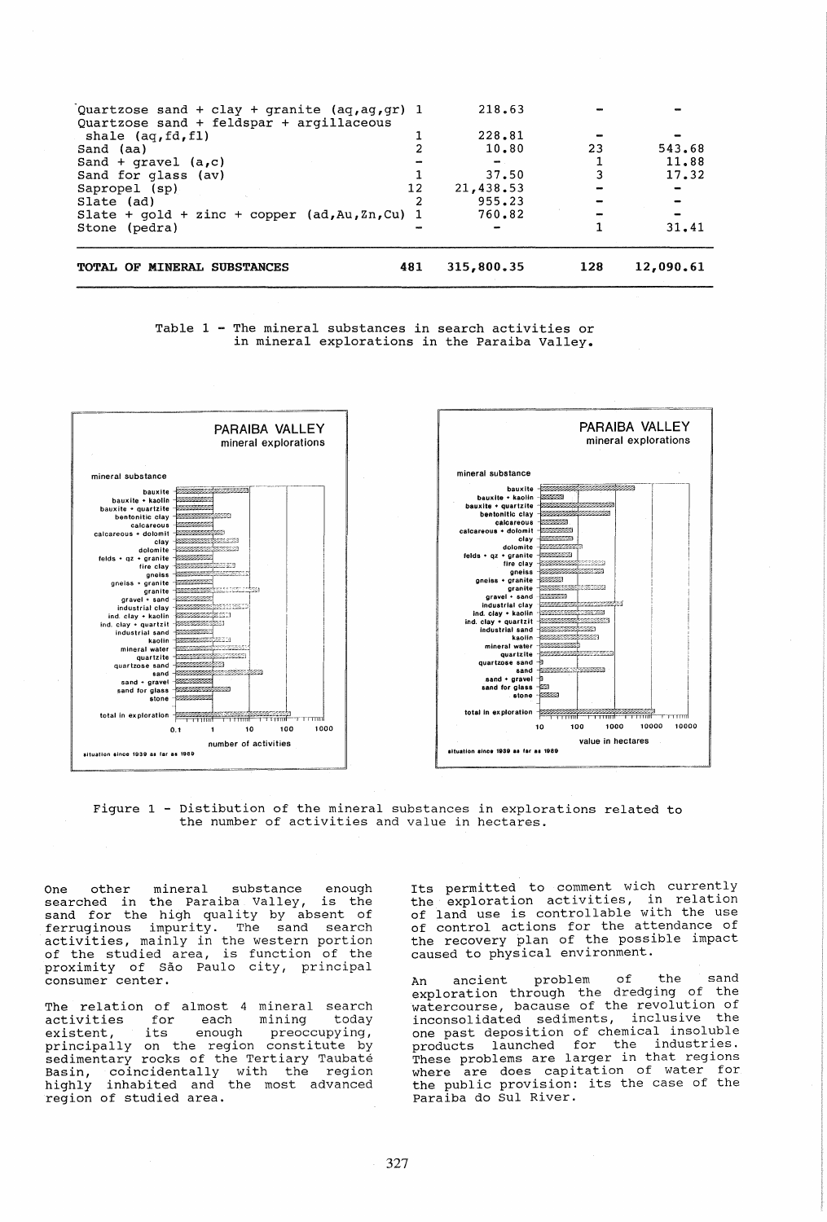| | | | | |
|---|---|---|---|---|
| Quartzose sand + clay + granite (aq,ag,gr) | 1 | 218.63 | - | - |
| Quartzose sand + feldspar + argillaceous shale (aq,fd,fl) | 1 | 228.81 | - | - |
| Sand (aa) | 2 | 10.80 | 23 | 543.68 |
| Sand + gravel (a,c) | - | - | 1 | 11.88 |
| Sand for glass (av) | 1 | 37.50 | 3 | 17.32 |
| Sapropel (sp) | 12 | 21,438.53 | - | - |
| Slate (ad) | 2 | 955.23 | - | - |
| Slate + gold + zinc + copper (ad,Au,Zn,Cu) | 1 | 760.82 | - | - |
| Stone (pedra) | - | - | 1 | 31.41 |
| **TOTAL OF MINERAL SUBSTANCES** | **481** | **315,800.35** | **128** | **12,090.61** |

Table 1 - The mineral substances in search activities or in mineral explorations in the Paraiba Valley.

Figure 1 - Distibution of the mineral substances in explorations related to the number of activities and value in hectares.

One other mineral substance enough searched in the Paraiba Valley, is the sand for the high quality by absent of ferruginous impurity. The sand search activities, mainly in the western portion of the studied area, is function of the proximity of São Paulo city, principal consumer center.

The relation of almost 4 mineral search activities for each mining today existent, its enough preoccupying, principally on the region constitute by sedimentary rocks of the Tertiary Taubaté Basin, coincidentally with the region highly inhabited and the most advanced region of studied area.

Its permitted to comment wich currently the exploration activities, in relation of land use is controllable with the use of control actions for the attendance of the recovery plan of the possible impact caused to physical environment.

An ancient problem of the sand exploration through the dredging of the watercourse, bacause of the revolution of inconsolidated sediments, inclusive the one past deposition of chemical insoluble products launched for the industries. These problems are larger in that regions where are does capitation of water for the public provision: its the case of the Paraiba do Sul River.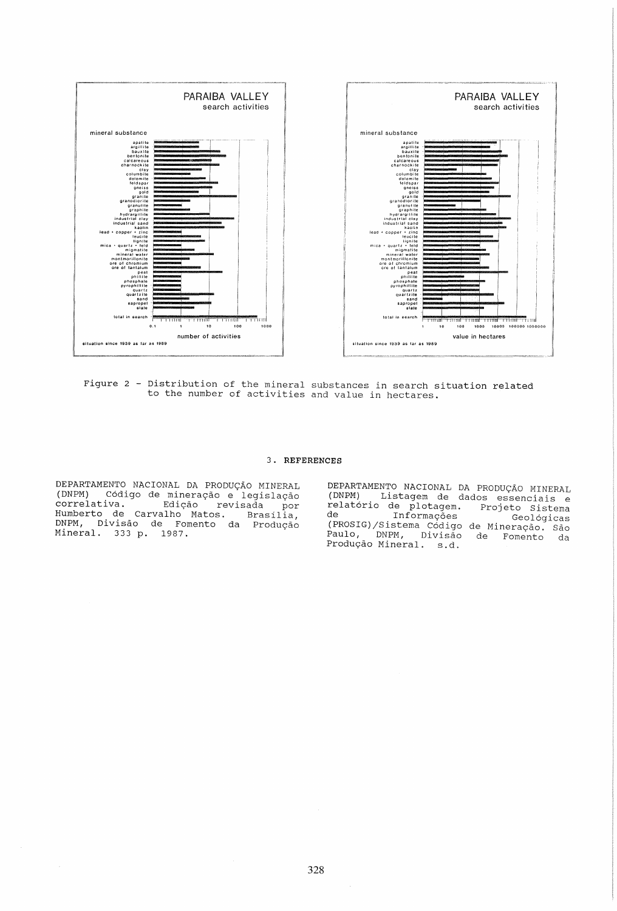PARAIBA VALLEY
search activities

mineral substance

apatite
argillite
bauxite
bentonite
calcareous
charnockite
clay
columbite
dolomite
feldspar
gneiss
gold
granite
granodiorite
granulite
graphite
hydrargillite
industrial clay
industrial sand
kaolin
lead + copper + zinc
leucite
lignite
mica + quartz + feld
migmatite
mineral water
montmorillonite
ore of chromium
ore of tantalum
peat
phillite
phosphate
pyrophillite
quartz
quartzite
sand
sapropel
slate

total in search

0.1 1 10 100 1000

number of activities

situation since 1939 as far as 1989

PARAIBA VALLEY
search activities

mineral substance

apatite
argillite
bauxite
bentonite
calcareous
charnockite
clay
columbite
dolomite
feldspar
gneiss
gold
granite
granodiorite
granulite
graphite
hydrargillite
industrial clay
industrial sand
kaolin
lead + copper + zinc
leucite
lignite
mica + quartz + feld
migmatite
mineral water
montmorillonite
ore of chromium
ore of tantalum
peat
phillite
phosphate
pyrophillite
quartz
quartzite
sand
sapropel
slate

total in search

1 10 100 1000 10000 100000 1000000

value in hectares

situation since 1939 as far as 1989

Figure 2 - Distribution of the mineral substances in search situation related to the number of activities and value in hectares.

## 3. REFERENCES

DEPARTAMENTO NACIONAL DA PRODUÇÃO MINERAL (DNPM) Código de mineração e legislação correlativa. Edição revisada por Humberto de Carvalho Matos. Brasília, DNPM, Divisão de Fomento da Produção Mineral. 333 p. 1987.

DEPARTAMENTO NACIONAL DA PRODUÇÃO MINERAL (DNPM) Listagem de dados essenciais e relatório de plotagem. Projeto Sistema de Informações Geológicas (PROSIG)/Sistema Código de Mineração. São Paulo, DNPM, Divisão de Fomento da Produção Mineral. s.d.